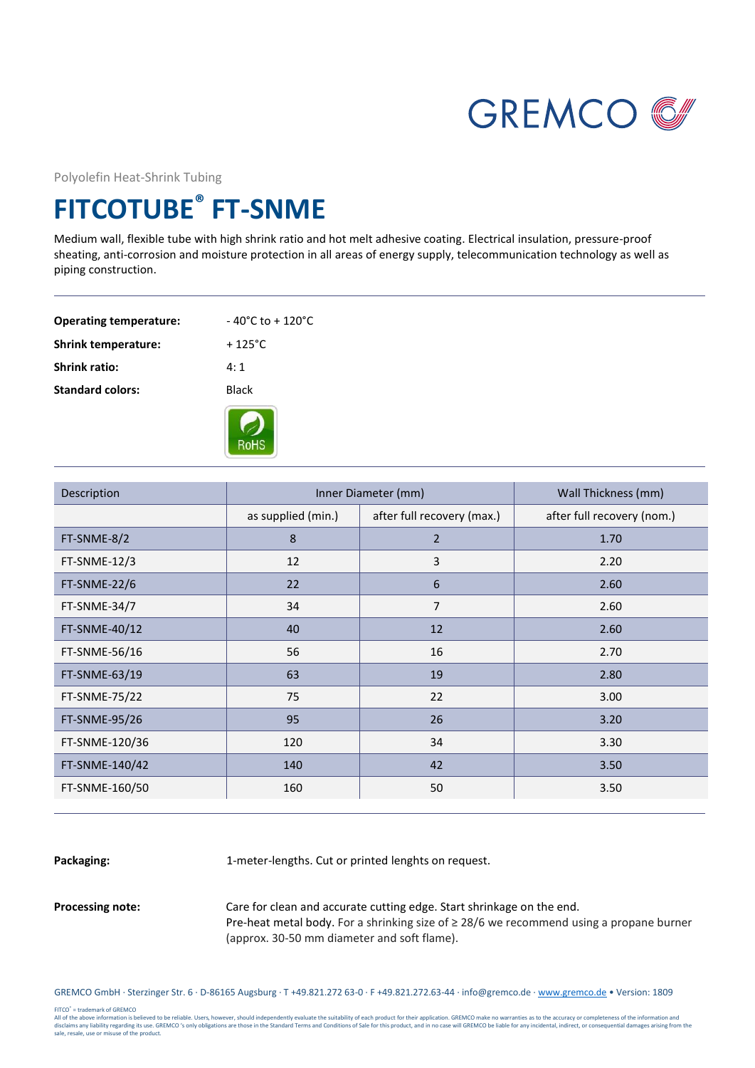Polyolefin Heat-Shrink Tubing

# FITCOTUBE® FT-SNME

Medium wall, flexible tube with high shrink ratio and hot melt adhesive coating. Electrical insulation, pressure-proof sheating, anti-corrosion and moisture protection in all areas of energy supply, telecommunication technology as well as piping construction.

**Operating temperature:** - 40°C to + 120°C

**Shrink temperature:** + 125°C

**Shrink ratio:** 4: 1

**Standard colors:** Black

RoHS

| Description | Inner Diameter (mm) | | Wall Thickness (mm) |
|---|---|---|---|
| | as supplied (min.) | after full recovery (max.) | after full recovery (nom.) |
| FT-SNME-8/2 | 8 | 2 | 1.70 |
| FT-SNME-12/3 | 12 | 3 | 2.20 |
| FT-SNME-22/6 | 22 | 6 | 2.60 |
| FT-SNME-34/7 | 34 | 7 | 2.60 |
| FT-SNME-40/12 | 40 | 12 | 2.60 |
| FT-SNME-56/16 | 56 | 16 | 2.70 |
| FT-SNME-63/19 | 63 | 19 | 2.80 |
| FT-SNME-75/22 | 75 | 22 | 3.00 |
| FT-SNME-95/26 | 95 | 26 | 3.20 |
| FT-SNME-120/36 | 120 | 34 | 3.30 |
| FT-SNME-140/42 | 140 | 42 | 3.50 |
| FT-SNME-160/50 | 160 | 50 | 3.50 |

**Packaging:** 1-meter-lengths. Cut or printed lenghts on request.

**Processing note:** Care for clean and accurate cutting edge. Start shrinkage on the end.
Pre-heat metal body. For a shrinking size of ≥ 28/6 we recommend using a propane burner (approx. 30-50 mm diameter and soft flame).

GREMCO GmbH · Sterzinger Str. 6 · D-86165 Augsburg · T +49.821.272 63-0 · F +49.821.272.63-44 · info@gremco.de · www.gremco.de • Version: 1809

FITCO® = trademark of GREMCO
All of the above information is believed to be reliable. Users, however, should independently evaluate the suitability of each product for their application. GREMCO make no warranties as to the accuracy or completeness of the information and disclaims any liability regarding its use. GREMCO 's only obligations are those in the Standard Terms and Conditions of Sale for this product, and in no case will GREMCO be liable for any incidental, indirect, or consequential damages arising from the sale, resale, use or misuse of the product.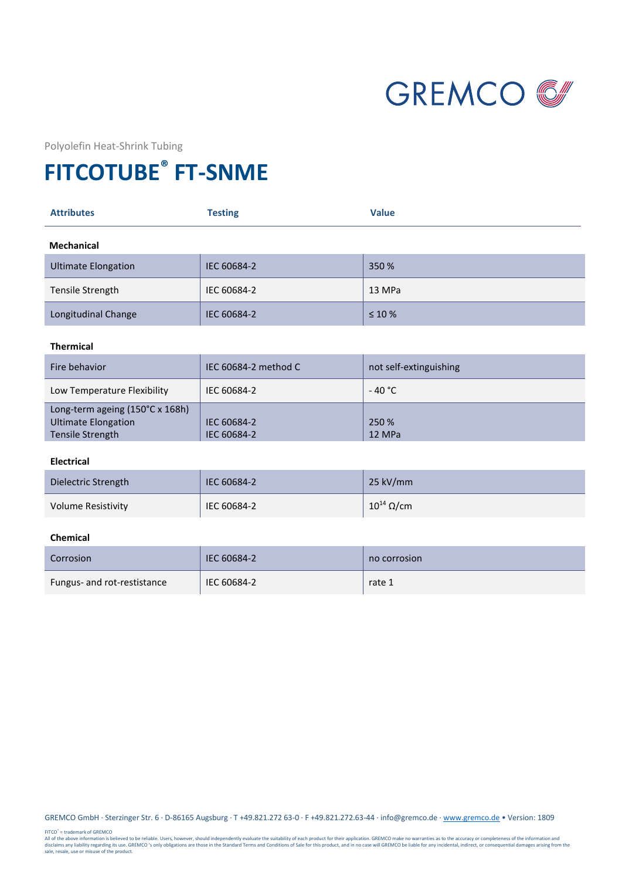GREMCO

Polyolefin Heat-Shrink Tubing

# FITCOTUBE® FT-SNME

| Attributes | Testing | Value |
|---|---|---|
| **Mechanical** | | |
| Ultimate Elongation | IEC 60684-2 | 350 % |
| Tensile Strength | IEC 60684-2 | 13 MPa |
| Longitudinal Change | IEC 60684-2 | ≤ 10 % |
| **Thermical** | | |
| Fire behavior | IEC 60684-2 method C | not self-extinguishing |
| Low Temperature Flexibility | IEC 60684-2 | - 40 °C |
| Long-term ageing (150°C x 168h)<br>Ultimate Elongation<br>Tensile Strength | <br>IEC 60684-2<br>IEC 60684-2 | <br>250 %<br>12 MPa |
| **Electrical** | | |
| Dielectric Strength | IEC 60684-2 | 25 kV/mm |
| Volume Resistivity | IEC 60684-2 | $10^{14}$ Ω/cm |
| **Chemical** | | |
| Corrosion | IEC 60684-2 | no corrosion |
| Fungus- and rot-restistance | IEC 60684-2 | rate 1 |

GREMCO GmbH · Sterzinger Str. 6 · D-86165 Augsburg · T +49.821.272 63-0 · F +49.821.272.63-44 · info@gremco.de · www.gremco.de • Version: 1809

FITCO® = trademark of GREMCO
All of the above information is believed to be reliable. Users, however, should independently evaluate the suitability of each product for their application. GREMCO make no warranties as to the accuracy or completeness of the information and disclaims any liability regarding its use. GREMCO 's only obligations are those in the Standard Terms and Conditions of Sale for this product, and in no case will GREMCO be liable for any incidental, indirect, or consequential damages arising from the sale, resale, use or misuse of the product.